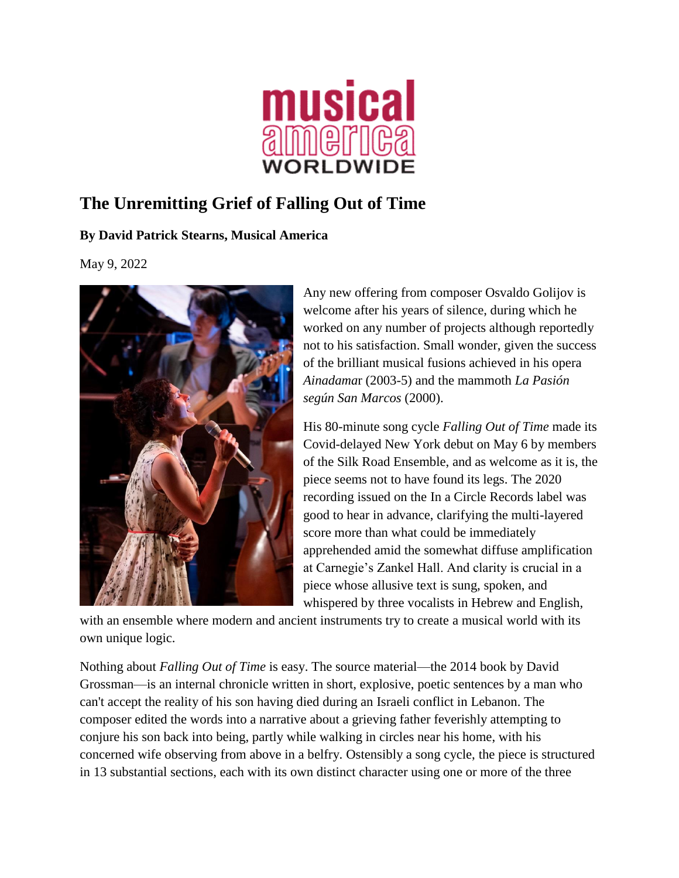musical america WORLDWIDE

# The Unremitting Grief of Falling Out of Time

**By David Patrick Stearns, Musical America**

May 9, 2022

Any new offering from composer Osvaldo Golijov is welcome after his years of silence, during which he worked on any number of projects although reportedly not to his satisfaction. Small wonder, given the success of the brilliant musical fusions achieved in his opera *Ainadamar* (2003-5) and the mammoth *La Pasión según San Marcos* (2000).

His 80-minute song cycle *Falling Out of Time* made its Covid-delayed New York debut on May 6 by members of the Silk Road Ensemble, and as welcome as it is, the piece seems not to have found its legs. The 2020 recording issued on the In a Circle Records label was good to hear in advance, clarifying the multi-layered score more than what could be immediately apprehended amid the somewhat diffuse amplification at Carnegie's Zankel Hall. And clarity is crucial in a piece whose allusive text is sung, spoken, and whispered by three vocalists in Hebrew and English, with an ensemble where modern and ancient instruments try to create a musical world with its own unique logic.

Nothing about *Falling Out of Time* is easy. The source material—the 2014 book by David Grossman—is an internal chronicle written in short, explosive, poetic sentences by a man who can't accept the reality of his son having died during an Israeli conflict in Lebanon. The composer edited the words into a narrative about a grieving father feverishly attempting to conjure his son back into being, partly while walking in circles near his home, with his concerned wife observing from above in a belfry. Ostensibly a song cycle, the piece is structured in 13 substantial sections, each with its own distinct character using one or more of the three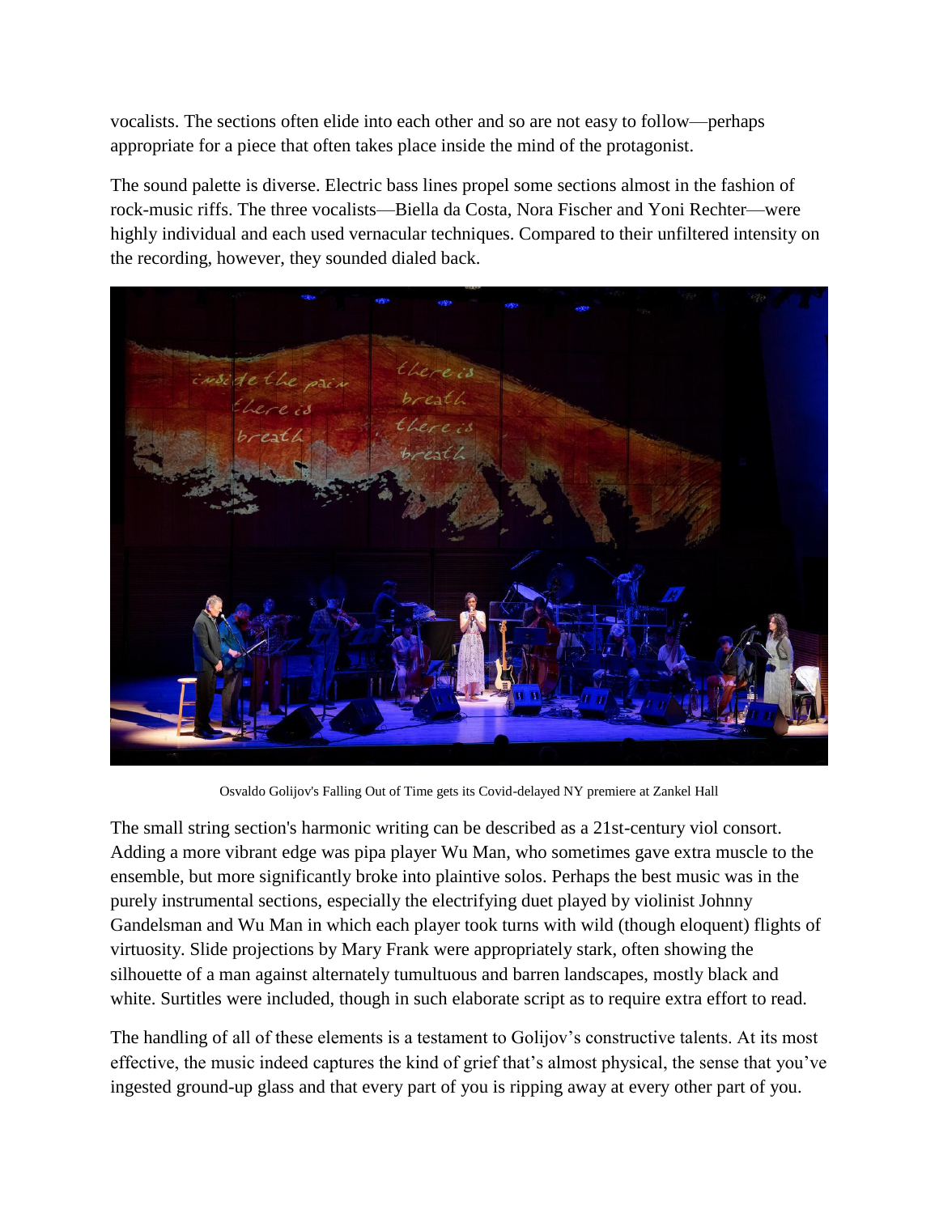vocalists. The sections often elide into each other and so are not easy to follow—perhaps appropriate for a piece that often takes place inside the mind of the protagonist.

The sound palette is diverse. Electric bass lines propel some sections almost in the fashion of rock-music riffs. The three vocalists—Biella da Costa, Nora Fischer and Yoni Rechter—were highly individual and each used vernacular techniques. Compared to their unfiltered intensity on the recording, however, they sounded dialed back.

Osvaldo Golijov's Falling Out of Time gets its Covid-delayed NY premiere at Zankel Hall

The small string section's harmonic writing can be described as a 21st-century viol consort. Adding a more vibrant edge was pipa player Wu Man, who sometimes gave extra muscle to the ensemble, but more significantly broke into plaintive solos. Perhaps the best music was in the purely instrumental sections, especially the electrifying duet played by violinist Johnny Gandelsman and Wu Man in which each player took turns with wild (though eloquent) flights of virtuosity. Slide projections by Mary Frank were appropriately stark, often showing the silhouette of a man against alternately tumultuous and barren landscapes, mostly black and white. Surtitles were included, though in such elaborate script as to require extra effort to read.

The handling of all of these elements is a testament to Golijov's constructive talents. At its most effective, the music indeed captures the kind of grief that's almost physical, the sense that you've ingested ground-up glass and that every part of you is ripping away at every other part of you.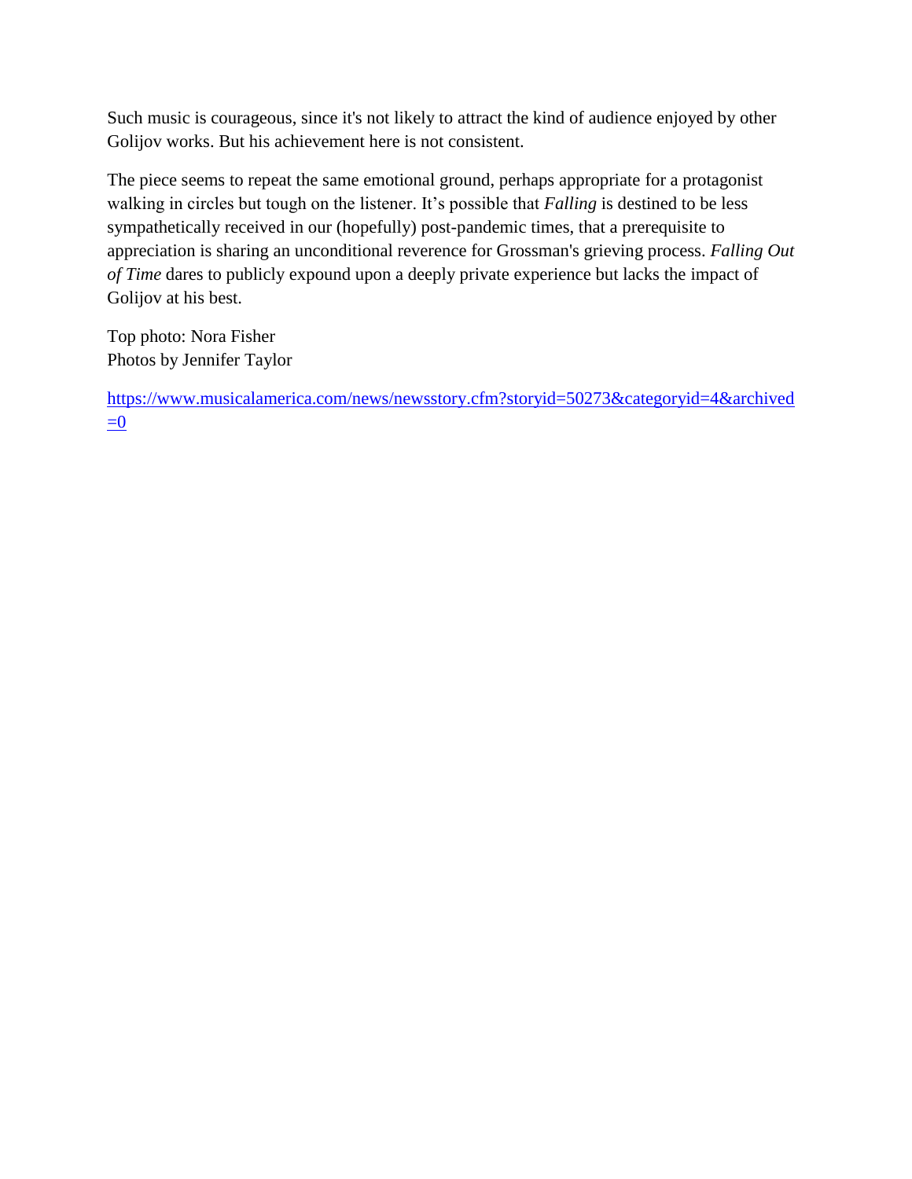Such music is courageous, since it's not likely to attract the kind of audience enjoyed by other Golijov works. But his achievement here is not consistent.

The piece seems to repeat the same emotional ground, perhaps appropriate for a protagonist walking in circles but tough on the listener. It's possible that *Falling* is destined to be less sympathetically received in our (hopefully) post-pandemic times, that a prerequisite to appreciation is sharing an unconditional reverence for Grossman's grieving process. *Falling Out of Time* dares to publicly expound upon a deeply private experience but lacks the impact of Golijov at his best.

Top photo: Nora Fisher
Photos by Jennifer Taylor

https://www.musicalamerica.com/news/newsstory.cfm?storyid=50273&categoryid=4&archived=0